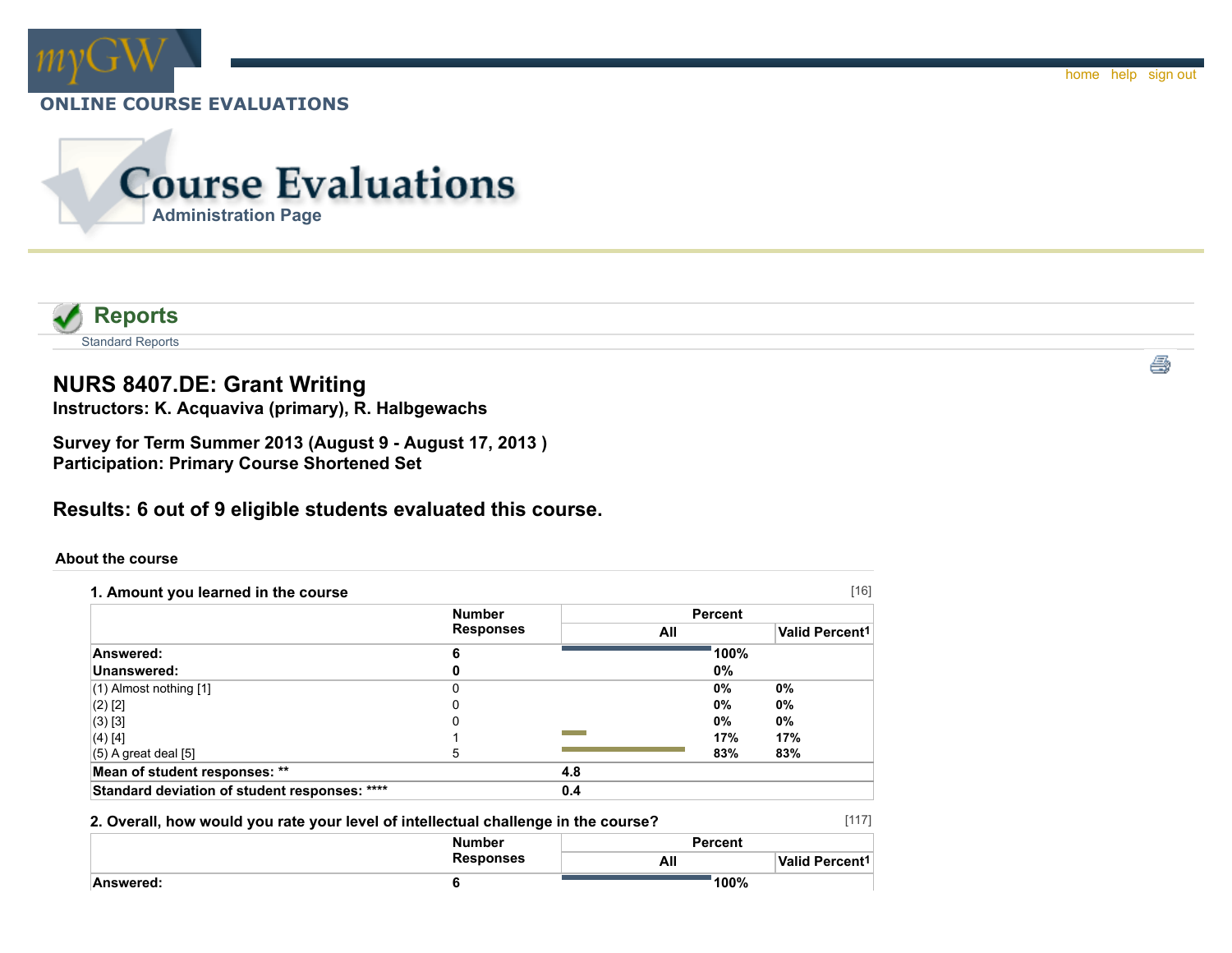myGW

home help sign out

ONLINE COURSE EVALUATIONS

# Course Evaluations

Administration Page

## Reports

Standard Reports

# NURS 8407.DE: Grant Writing

**Instructors: K. Acquaviva (primary), R. Halbgewachs**

**Survey for Term Summer 2013 (August 9 - August 17, 2013 )**
**Participation: Primary Course Shortened Set**

## Results: 6 out of 9 eligible students evaluated this course.

### About the course

**1. Amount you learned in the course** [16]

| | Number Responses | Percent | |
|---|---|---|---|
| | | All | Valid Percent[1] |
| **Answered:** | **6** | **100%** | |
| **Unanswered:** | **0** | **0%** | |
| (1) Almost nothing [1] | 0 | 0% | 0% |
| (2) [2] | 0 | 0% | 0% |
| (3) [3] | 0 | 0% | 0% |
| (4) [4] | 1 | 17% | 17% |
| (5) A great deal [5] | 5 | 83% | 83% |
| **Mean of student responses: **** | | **4.8** | |
| **Standard deviation of student responses: ******** | | **0.4** | |

**2. Overall, how would you rate your level of intellectual challenge in the course?** [117]

| | Number Responses | Percent | |
|---|---|---|---|
| | | All | Valid Percent[1] |
| **Answered:** | **6** | **100%** | |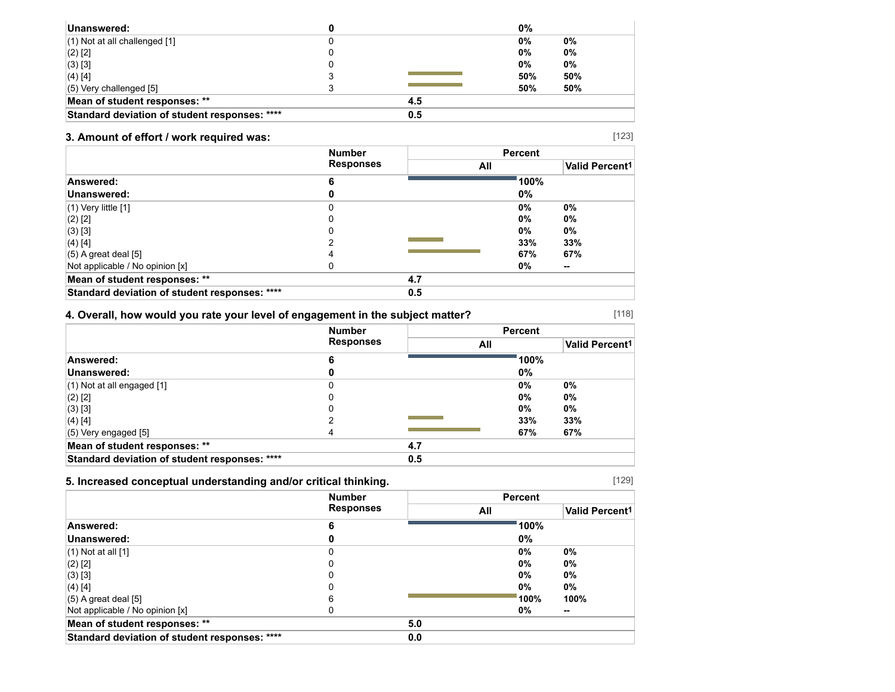| | Number Responses | Percent All | Valid Percent[1] |
|---|---|---|---|
| **Unanswered:** | **0** | **0%** | |
| (1) Not at all challenged [1] | 0 | **0%** | **0%** |
| (2) [2] | 0 | **0%** | **0%** |
| (3) [3] | 0 | **0%** | **0%** |
| (4) [4] | 3 | **50%** | **50%** |
| (5) Very challenged [5] | 3 | **50%** | **50%** |
| **Mean of student responses: **** | | **4.5** | |
| **Standard deviation of student responses: ******** | | **0.5** | |

### 3. Amount of effort / work required was:

[123]

| | Number Responses | Percent | |
|---|---|---|---|
| | | All | Valid Percent[1] |
| **Answered:** | **6** | **100%** | |
| **Unanswered:** | **0** | **0%** | |
| (1) Very little [1] | 0 | **0%** | **0%** |
| (2) [2] | 0 | **0%** | **0%** |
| (3) [3] | 0 | **0%** | **0%** |
| (4) [4] | 2 | **33%** | **33%** |
| (5) A great deal [5] | 4 | **67%** | **67%** |
| Not applicable / No opinion [x] | 0 | **0%** | **--** |
| **Mean of student responses: **** | | **4.7** | |
| **Standard deviation of student responses: ******** | | **0.5** | |

### 4. Overall, how would you rate your level of engagement in the subject matter?

[118]

| | Number Responses | Percent | |
|---|---|---|---|
| | | All | Valid Percent[1] |
| **Answered:** | **6** | **100%** | |
| **Unanswered:** | **0** | **0%** | |
| (1) Not at all engaged [1] | 0 | **0%** | **0%** |
| (2) [2] | 0 | **0%** | **0%** |
| (3) [3] | 0 | **0%** | **0%** |
| (4) [4] | 2 | **33%** | **33%** |
| (5) Very engaged [5] | 4 | **67%** | **67%** |
| **Mean of student responses: **** | | **4.7** | |
| **Standard deviation of student responses: ******** | | **0.5** | |

### 5. Increased conceptual understanding and/or critical thinking.

[129]

| | Number Responses | Percent | |
|---|---|---|---|
| | | All | Valid Percent[1] |
| **Answered:** | **6** | **100%** | |
| **Unanswered:** | **0** | **0%** | |
| (1) Not at all [1] | 0 | **0%** | **0%** |
| (2) [2] | 0 | **0%** | **0%** |
| (3) [3] | 0 | **0%** | **0%** |
| (4) [4] | 0 | **0%** | **0%** |
| (5) A great deal [5] | 6 | **100%** | **100%** |
| Not applicable / No opinion [x] | 0 | **0%** | **--** |
| **Mean of student responses: **** | | **5.0** | |
| **Standard deviation of student responses: ******** | | **0.0** | |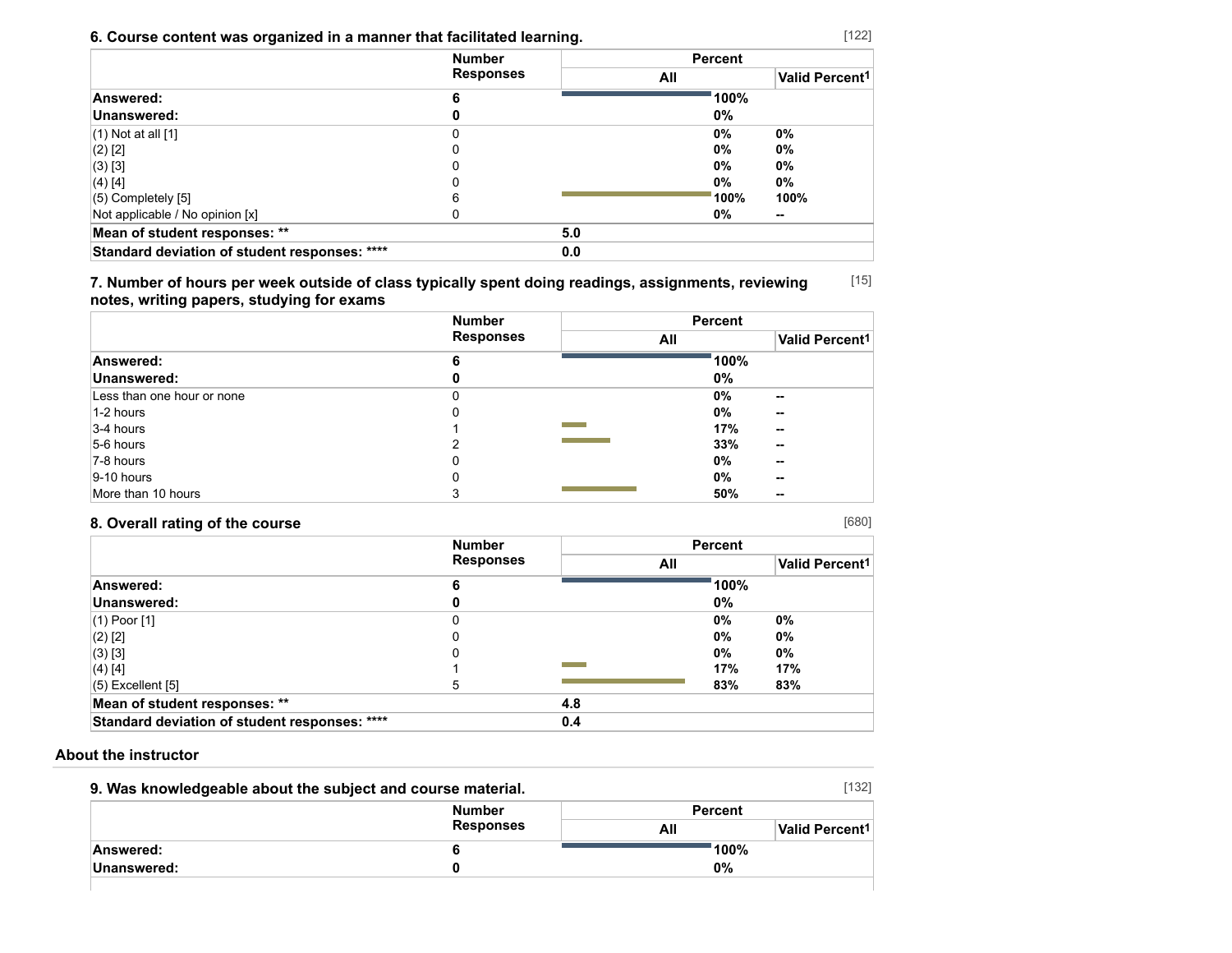### 6. Course content was organized in a manner that facilitated learning.

[122]

| | Number Responses | Percent | |
|---|---|---|---|
| | | All | Valid Percent[1] |
| **Answered:** | **6** | **100%** | |
| **Unanswered:** | **0** | **0%** | |
| (1) Not at all [1] | 0 | **0%** | **0%** |
| (2) [2] | 0 | **0%** | **0%** |
| (3) [3] | 0 | **0%** | **0%** |
| (4) [4] | 0 | **0%** | **0%** |
| (5) Completely [5] | 6 | **100%** | **100%** |
| Not applicable / No opinion [x] | 0 | **0%** | **--** |
| **Mean of student responses: ** | | **5.0** | |
| **Standard deviation of student responses: **** | | **0.0** | |

### 7. Number of hours per week outside of class typically spent doing readings, assignments, reviewing notes, writing papers, studying for exams

[15]

| | Number Responses | Percent | |
|---|---|---|---|
| | | All | Valid Percent[1] |
| **Answered:** | **6** | **100%** | |
| **Unanswered:** | **0** | **0%** | |
| Less than one hour or none | 0 | **0%** | **--** |
| 1-2 hours | 0 | **0%** | **--** |
| 3-4 hours | 1 | **17%** | **--** |
| 5-6 hours | 2 | **33%** | **--** |
| 7-8 hours | 0 | **0%** | **--** |
| 9-10 hours | 0 | **0%** | **--** |
| More than 10 hours | 3 | **50%** | **--** |

### 8. Overall rating of the course

[680]

| | Number Responses | Percent | |
|---|---|---|---|
| | | All | Valid Percent[1] |
| **Answered:** | **6** | **100%** | |
| **Unanswered:** | **0** | **0%** | |
| (1) Poor [1] | 0 | **0%** | **0%** |
| (2) [2] | 0 | **0%** | **0%** |
| (3) [3] | 0 | **0%** | **0%** |
| (4) [4] | 1 | **17%** | **17%** |
| (5) Excellent [5] | 5 | **83%** | **83%** |
| **Mean of student responses: ** | | **4.8** | |
| **Standard deviation of student responses: **** | | **0.4** | |

## About the instructor

### 9. Was knowledgeable about the subject and course material.

[132]

| | Number Responses | Percent | |
|---|---|---|---|
| | | All | Valid Percent[1] |
| **Answered:** | **6** | **100%** | |
| **Unanswered:** | **0** | **0%** | |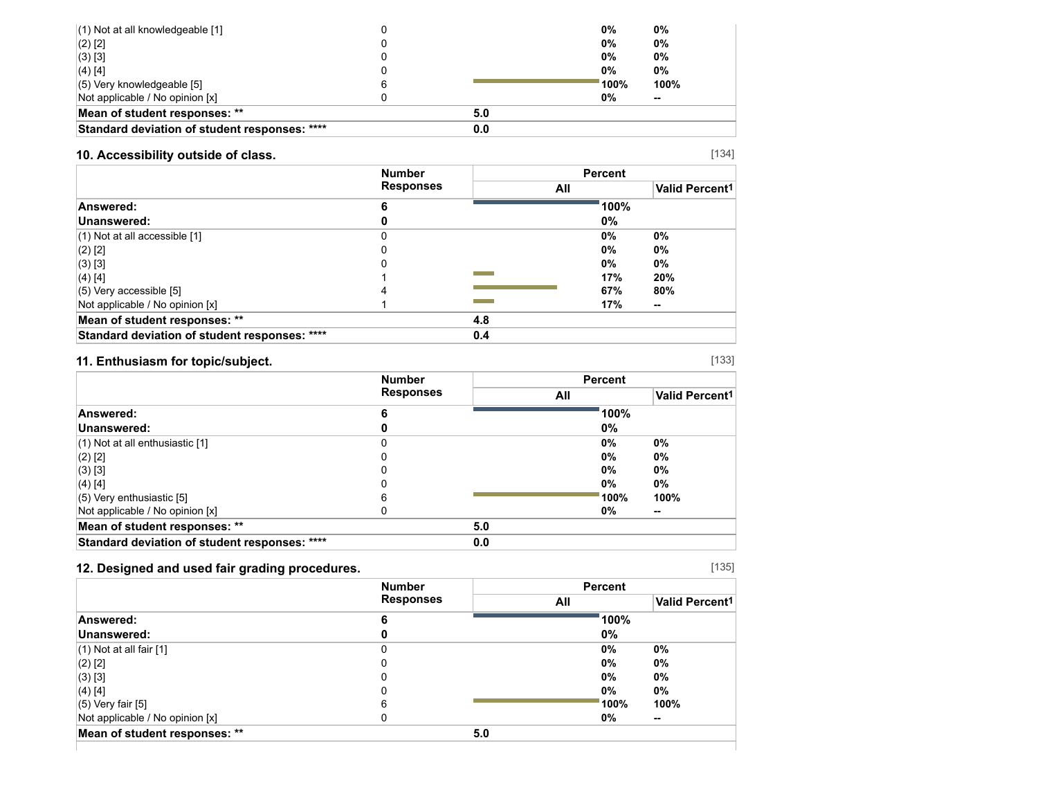| | Number Responses | All | Valid Percent[1] |
|---|---|---|---|
| (1) Not at all knowledgeable [1] | 0 | 0% | 0% |
| (2) [2] | 0 | 0% | 0% |
| (3) [3] | 0 | 0% | 0% |
| (4) [4] | 0 | 0% | 0% |
| (5) Very knowledgeable [5] | 6 | 100% | 100% |
| Not applicable / No opinion [x] | 0 | 0% | -- |
| **Mean of student responses: \*\*** | | **5.0** | |
| **Standard deviation of student responses: \*\*\*\*** | | **0.0** | |

### 10. Accessibility outside of class.

[134]

| | Number Responses | Percent | |
|---|---|---|---|
| | | All | Valid Percent[1] |
| **Answered:** | **6** | **100%** | |
| **Unanswered:** | **0** | **0%** | |
| (1) Not at all accessible [1] | 0 | 0% | 0% |
| (2) [2] | 0 | 0% | 0% |
| (3) [3] | 0 | 0% | 0% |
| (4) [4] | 1 | 17% | 20% |
| (5) Very accessible [5] | 4 | 67% | 80% |
| Not applicable / No opinion [x] | 1 | 17% | -- |
| **Mean of student responses: \*\*** | | **4.8** | |
| **Standard deviation of student responses: \*\*\*\*** | | **0.4** | |

### 11. Enthusiasm for topic/subject.

[133]

| | Number Responses | Percent | |
|---|---|---|---|
| | | All | Valid Percent[1] |
| **Answered:** | **6** | **100%** | |
| **Unanswered:** | **0** | **0%** | |
| (1) Not at all enthusiastic [1] | 0 | 0% | 0% |
| (2) [2] | 0 | 0% | 0% |
| (3) [3] | 0 | 0% | 0% |
| (4) [4] | 0 | 0% | 0% |
| (5) Very enthusiastic [5] | 6 | 100% | 100% |
| Not applicable / No opinion [x] | 0 | 0% | -- |
| **Mean of student responses: \*\*** | | **5.0** | |
| **Standard deviation of student responses: \*\*\*\*** | | **0.0** | |

### 12. Designed and used fair grading procedures.

[135]

| | Number Responses | Percent | |
|---|---|---|---|
| | | All | Valid Percent[1] |
| **Answered:** | **6** | **100%** | |
| **Unanswered:** | **0** | **0%** | |
| (1) Not at all fair [1] | 0 | 0% | 0% |
| (2) [2] | 0 | 0% | 0% |
| (3) [3] | 0 | 0% | 0% |
| (4) [4] | 0 | 0% | 0% |
| (5) Very fair [5] | 6 | 100% | 100% |
| Not applicable / No opinion [x] | 0 | 0% | -- |
| **Mean of student responses: \*\*** | | **5.0** | |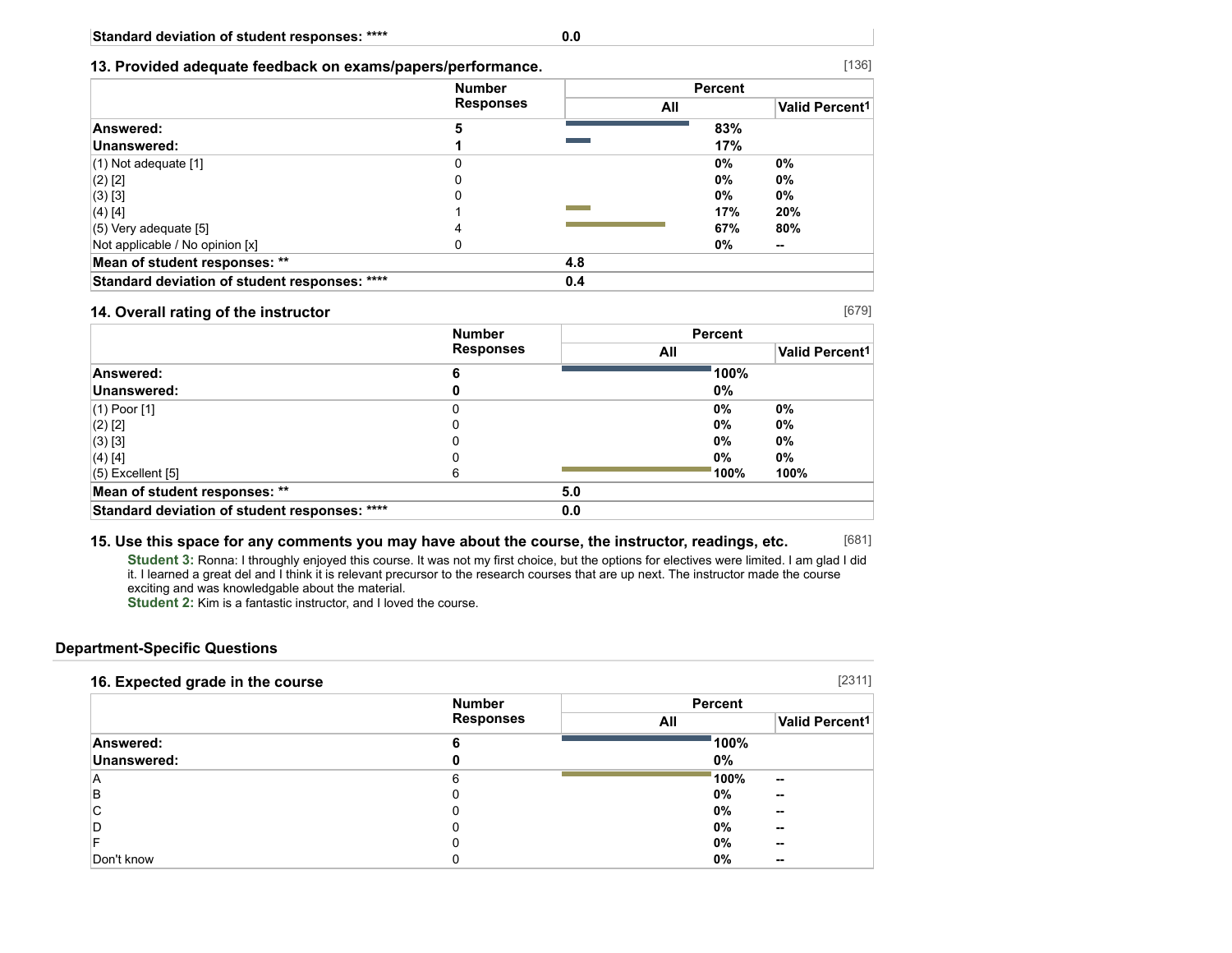| Standard deviation of student responses: **** | 0.0 | | |
|---|---|---|---|

### 13. Provided adequate feedback on exams/papers/performance. [136]

| | Number Responses | Percent | |
|---|---|---|---|
| | | All | Valid Percent1 |
| **Answered:** | **5** | 83% | |
| **Unanswered:** | **1** | 17% | |
| (1) Not adequate [1] | 0 | 0% | 0% |
| (2) [2] | 0 | 0% | 0% |
| (3) [3] | 0 | 0% | 0% |
| (4) [4] | 1 | 17% | 20% |
| (5) Very adequate [5] | 4 | 67% | 80% |
| Not applicable / No opinion [x] | 0 | 0% | -- |
| **Mean of student responses: **** | **4.8** | | |
| **Standard deviation of student responses: ******** | **0.4** | | |

### 14. Overall rating of the instructor [679]

| | Number Responses | Percent | |
|---|---|---|---|
| | | All | Valid Percent1 |
| **Answered:** | **6** | 100% | |
| **Unanswered:** | **0** | 0% | |
| (1) Poor [1] | 0 | 0% | 0% |
| (2) [2] | 0 | 0% | 0% |
| (3) [3] | 0 | 0% | 0% |
| (4) [4] | 0 | 0% | 0% |
| (5) Excellent [5] | 6 | 100% | 100% |
| **Mean of student responses: **** | **5.0** | | |
| **Standard deviation of student responses: ******** | **0.0** | | |

### 15. Use this space for any comments you may have about the course, the instructor, readings, etc. [681]

**Student 3:** Ronna: I throughly enjoyed this course. It was not my first choice, but the options for electives were limited. I am glad I did it. I learned a great del and I think it is relevant precursor to the research courses that are up next. The instructor made the course exciting and was knowledgable about the material.

**Student 2:** Kim is a fantastic instructor, and I loved the course.

## Department-Specific Questions

### 16. Expected grade in the course [2311]

| | Number Responses | Percent | |
|---|---|---|---|
| | | All | Valid Percent1 |
| **Answered:** | **6** | 100% | |
| **Unanswered:** | **0** | 0% | |
| A | 6 | 100% | -- |
| B | 0 | 0% | -- |
| C | 0 | 0% | -- |
| D | 0 | 0% | -- |
| F | 0 | 0% | -- |
| Don't know | 0 | 0% | -- |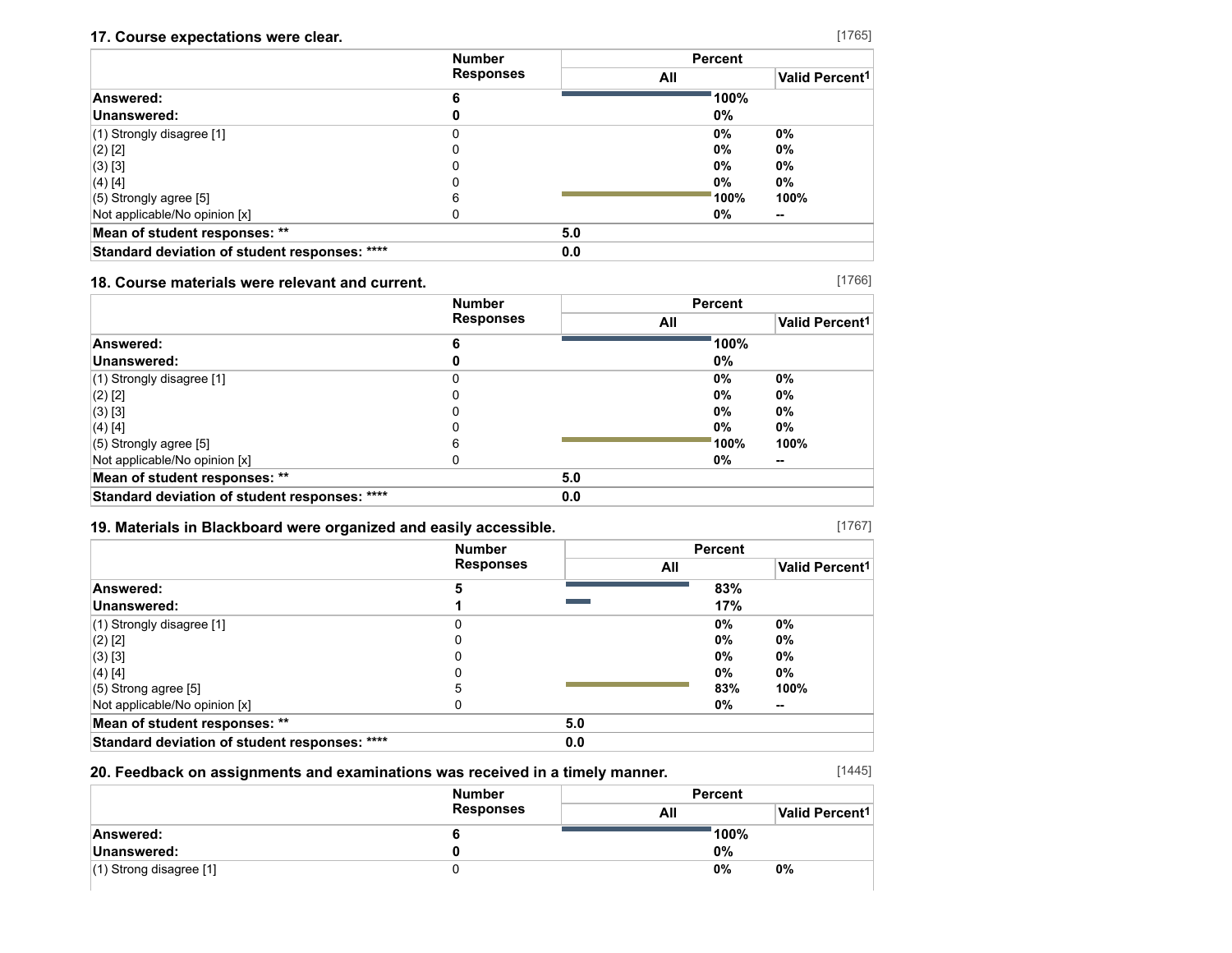### 17. Course expectations were clear.

[1765]

| | Number Responses | Percent | |
|---|---|---|---|
| | | All | Valid Percent[1] |
| **Answered:** | **6** | **100%** | |
| **Unanswered:** | **0** | **0%** | |
| (1) Strongly disagree [1] | 0 | **0%** | **0%** |
| (2) [2] | 0 | **0%** | **0%** |
| (3) [3] | 0 | **0%** | **0%** |
| (4) [4] | 0 | **0%** | **0%** |
| (5) Strongly agree [5] | 6 | **100%** | **100%** |
| Not applicable/No opinion [x] | 0 | **0%** | **--** |
| **Mean of student responses: \*\*** | | **5.0** | |
| **Standard deviation of student responses: \*\*\*\*** | | **0.0** | |

### 18. Course materials were relevant and current.

[1766]

| | Number Responses | Percent | |
|---|---|---|---|
| | | All | Valid Percent[1] |
| **Answered:** | **6** | **100%** | |
| **Unanswered:** | **0** | **0%** | |
| (1) Strongly disagree [1] | 0 | **0%** | **0%** |
| (2) [2] | 0 | **0%** | **0%** |
| (3) [3] | 0 | **0%** | **0%** |
| (4) [4] | 0 | **0%** | **0%** |
| (5) Strongly agree [5] | 6 | **100%** | **100%** |
| Not applicable/No opinion [x] | 0 | **0%** | **--** |
| **Mean of student responses: \*\*** | | **5.0** | |
| **Standard deviation of student responses: \*\*\*\*** | | **0.0** | |

### 19. Materials in Blackboard were organized and easily accessible.

[1767]

| | Number Responses | Percent | |
|---|---|---|---|
| | | All | Valid Percent[1] |
| **Answered:** | **5** | **83%** | |
| **Unanswered:** | **1** | **17%** | |
| (1) Strongly disagree [1] | 0 | **0%** | **0%** |
| (2) [2] | 0 | **0%** | **0%** |
| (3) [3] | 0 | **0%** | **0%** |
| (4) [4] | 0 | **0%** | **0%** |
| (5) Strong agree [5] | 5 | **83%** | **100%** |
| Not applicable/No opinion [x] | 0 | **0%** | **--** |
| **Mean of student responses: \*\*** | | **5.0** | |
| **Standard deviation of student responses: \*\*\*\*** | | **0.0** | |

### 20. Feedback on assignments and examinations was received in a timely manner.

[1445]

| | Number Responses | Percent | |
|---|---|---|---|
| | | All | Valid Percent[1] |
| **Answered:** | **6** | **100%** | |
| **Unanswered:** | **0** | **0%** | |
| (1) Strong disagree [1] | 0 | **0%** | **0%** |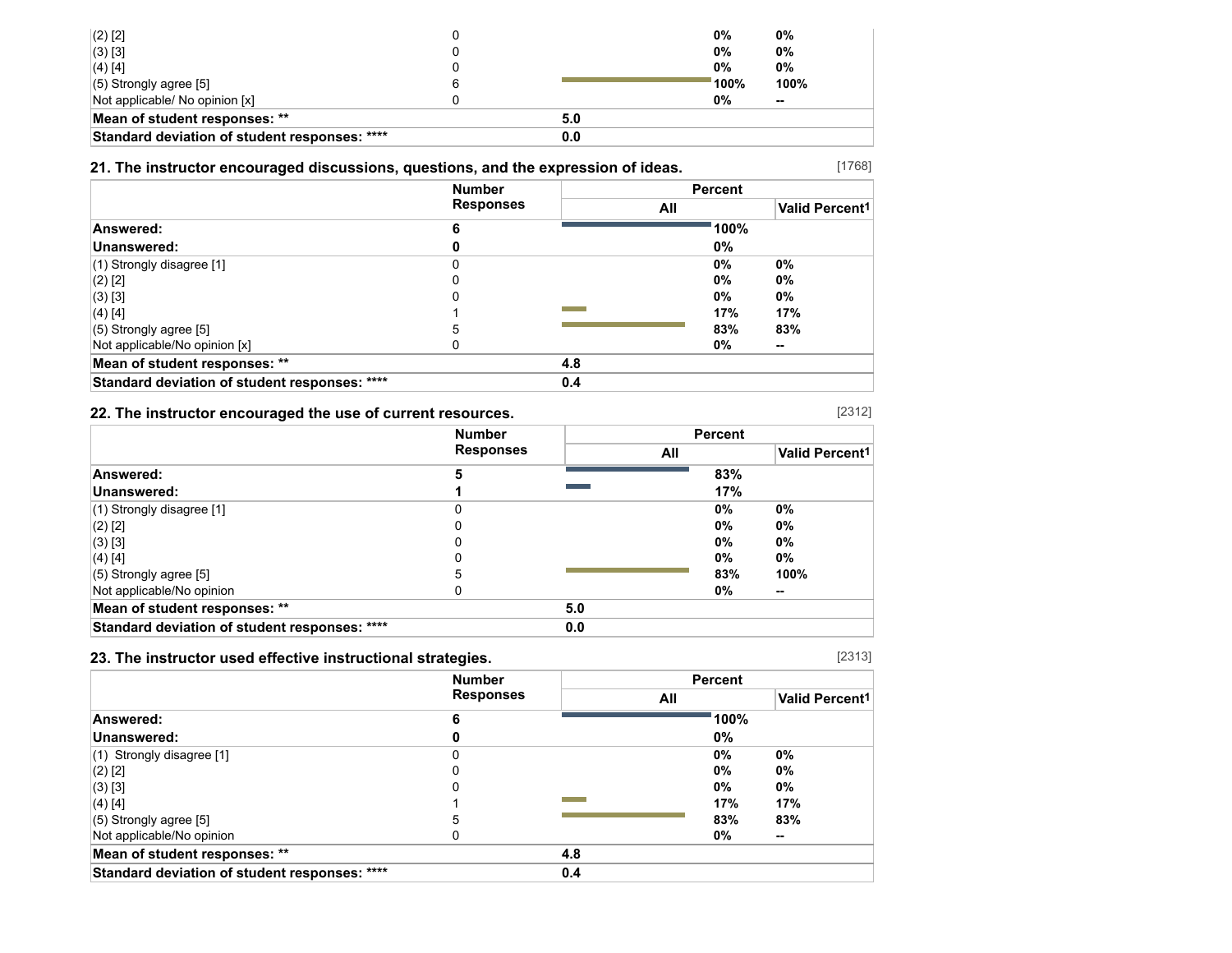| | Number Responses | Percent All | Valid Percent[1] |
|---|---|---|---|
| (2) [2] | 0 | 0% | 0% |
| (3) [3] | 0 | 0% | 0% |
| (4) [4] | 0 | 0% | 0% |
| (5) Strongly agree [5] | 6 | 100% | 100% |
| Not applicable/ No opinion [x] | 0 | 0% | -- |
| **Mean of student responses: \*\*** | **5.0** | | |
| **Standard deviation of student responses: \*\*\*\*** | **0.0** | | |

### 21. The instructor encouraged discussions, questions, and the expression of ideas.

[1768]

| | Number Responses | Percent | |
|---|---|---|---|
| | | All | Valid Percent[1] |
| **Answered:** | **6** | **100%** | |
| **Unanswered:** | **0** | **0%** | |
| (1) Strongly disagree [1] | 0 | 0% | 0% |
| (2) [2] | 0 | 0% | 0% |
| (3) [3] | 0 | 0% | 0% |
| (4) [4] | 1 | 17% | 17% |
| (5) Strongly agree [5] | 5 | 83% | 83% |
| Not applicable/No opinion [x] | 0 | 0% | -- |
| **Mean of student responses: \*\*** | **4.8** | | |
| **Standard deviation of student responses: \*\*\*\*** | **0.4** | | |

### 22. The instructor encouraged the use of current resources.

[2312]

| | Number Responses | Percent | |
|---|---|---|---|
| | | All | Valid Percent[1] |
| **Answered:** | **5** | **83%** | |
| **Unanswered:** | **1** | **17%** | |
| (1) Strongly disagree [1] | 0 | 0% | 0% |
| (2) [2] | 0 | 0% | 0% |
| (3) [3] | 0 | 0% | 0% |
| (4) [4] | 0 | 0% | 0% |
| (5) Strongly agree [5] | 5 | 83% | 100% |
| Not applicable/No opinion | 0 | 0% | -- |
| **Mean of student responses: \*\*** | **5.0** | | |
| **Standard deviation of student responses: \*\*\*\*** | **0.0** | | |

### 23. The instructor used effective instructional strategies.

[2313]

| | Number Responses | Percent | |
|---|---|---|---|
| | | All | Valid Percent[1] |
| **Answered:** | **6** | **100%** | |
| **Unanswered:** | **0** | **0%** | |
| (1) Strongly disagree [1] | 0 | 0% | 0% |
| (2) [2] | 0 | 0% | 0% |
| (3) [3] | 0 | 0% | 0% |
| (4) [4] | 1 | 17% | 17% |
| (5) Strongly agree [5] | 5 | 83% | 83% |
| Not applicable/No opinion | 0 | 0% | -- |
| **Mean of student responses: \*\*** | **4.8** | | |
| **Standard deviation of student responses: \*\*\*\*** | **0.4** | | |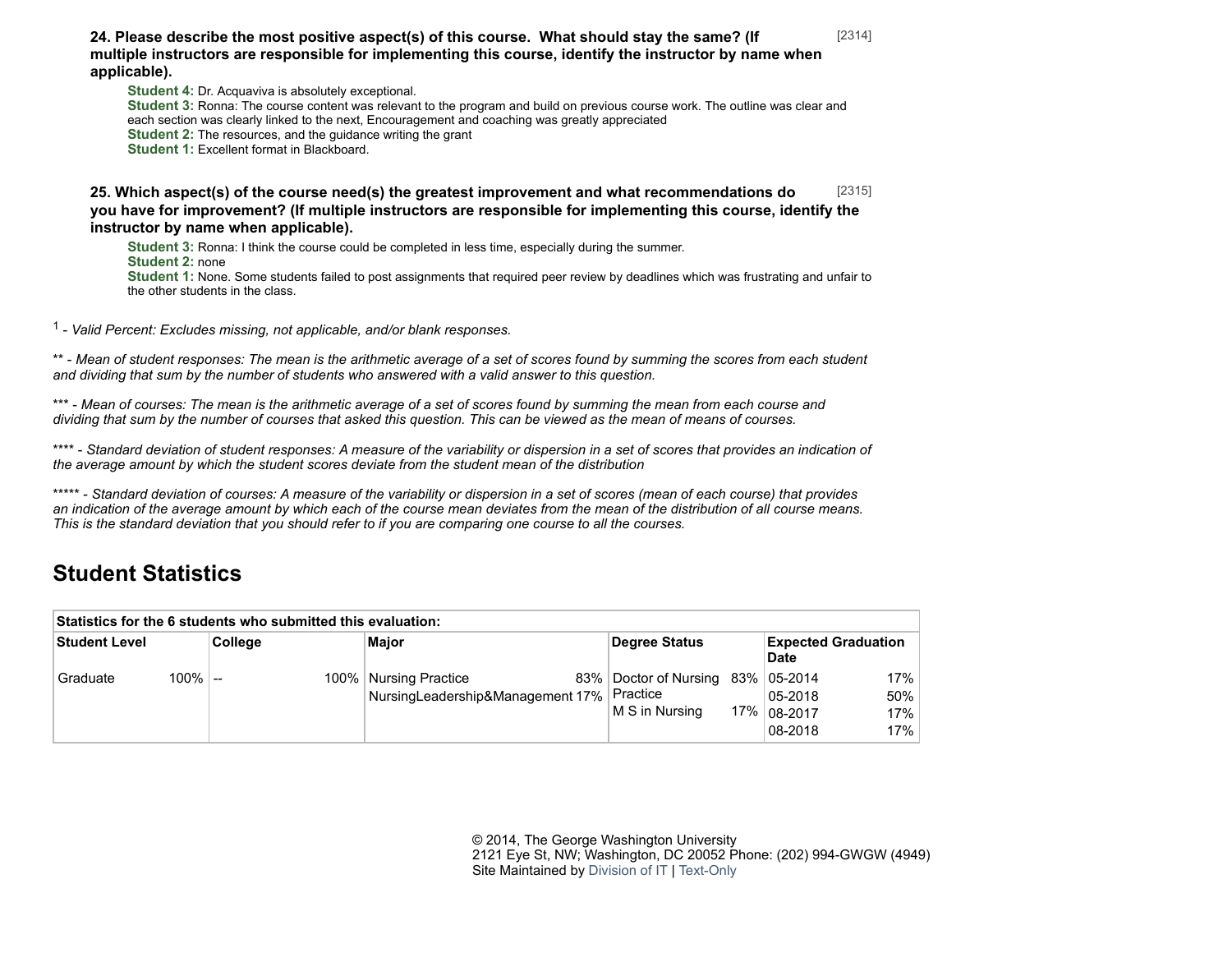**24. Please describe the most positive aspect(s) of this course. What should stay the same? (If multiple instructors are responsible for implementing this course, identify the instructor by name when applicable).** [2314]

**Student 4:** Dr. Acquaviva is absolutely exceptional.
**Student 3:** Ronna: The course content was relevant to the program and build on previous course work. The outline was clear and each section was clearly linked to the next, Encouragement and coaching was greatly appreciated
**Student 2:** The resources, and the guidance writing the grant
**Student 1:** Excellent format in Blackboard.

**25. Which aspect(s) of the course need(s) the greatest improvement and what recommendations do you have for improvement? (If multiple instructors are responsible for implementing this course, identify the instructor by name when applicable).** [2315]

**Student 3:** Ronna: I think the course could be completed in less time, especially during the summer.
**Student 2:** none
**Student 1:** None. Some students failed to post assignments that required peer review by deadlines which was frustrating and unfair to the other students in the class.

1 - *Valid Percent: Excludes missing, not applicable, and/or blank responses.*

** - *Mean of student responses: The mean is the arithmetic average of a set of scores found by summing the scores from each student and dividing that sum by the number of students who answered with a valid answer to this question.*

*** - *Mean of courses: The mean is the arithmetic average of a set of scores found by summing the mean from each course and dividing that sum by the number of courses that asked this question. This can be viewed as the mean of means of courses.*

**** - *Standard deviation of student responses: A measure of the variability or dispersion in a set of scores that provides an indication of the average amount by which the student scores deviate from the student mean of the distribution*

***** - *Standard deviation of courses: A measure of the variability or dispersion in a set of scores (mean of each course) that provides an indication of the average amount by which each of the course mean deviates from the mean of the distribution of all course means. This is the standard deviation that you should refer to if you are comparing one course to all the courses.*

## Student Statistics

**Statistics for the 6 students who submitted this evaluation:**

| Student Level | | College | | Major | | Degree Status | | Expected Graduation Date | |
|---|---|---|---|---|---|---|---|---|---|
| Graduate | 100% | -- | 100% | Nursing Practice | 83% | Doctor of Nursing Practice | 83% | 05-2014 | 17% |
| | | | | NursingLeadership&Management | 17% | M S in Nursing | 17% | 05-2018 | 50% |
| | | | | | | | | 08-2017 | 17% |
| | | | | | | | | 08-2018 | 17% |

© 2014, The George Washington University
2121 Eye St, NW; Washington, DC 20052 Phone: (202) 994-GWGW (4949)
Site Maintained by Division of IT | Text-Only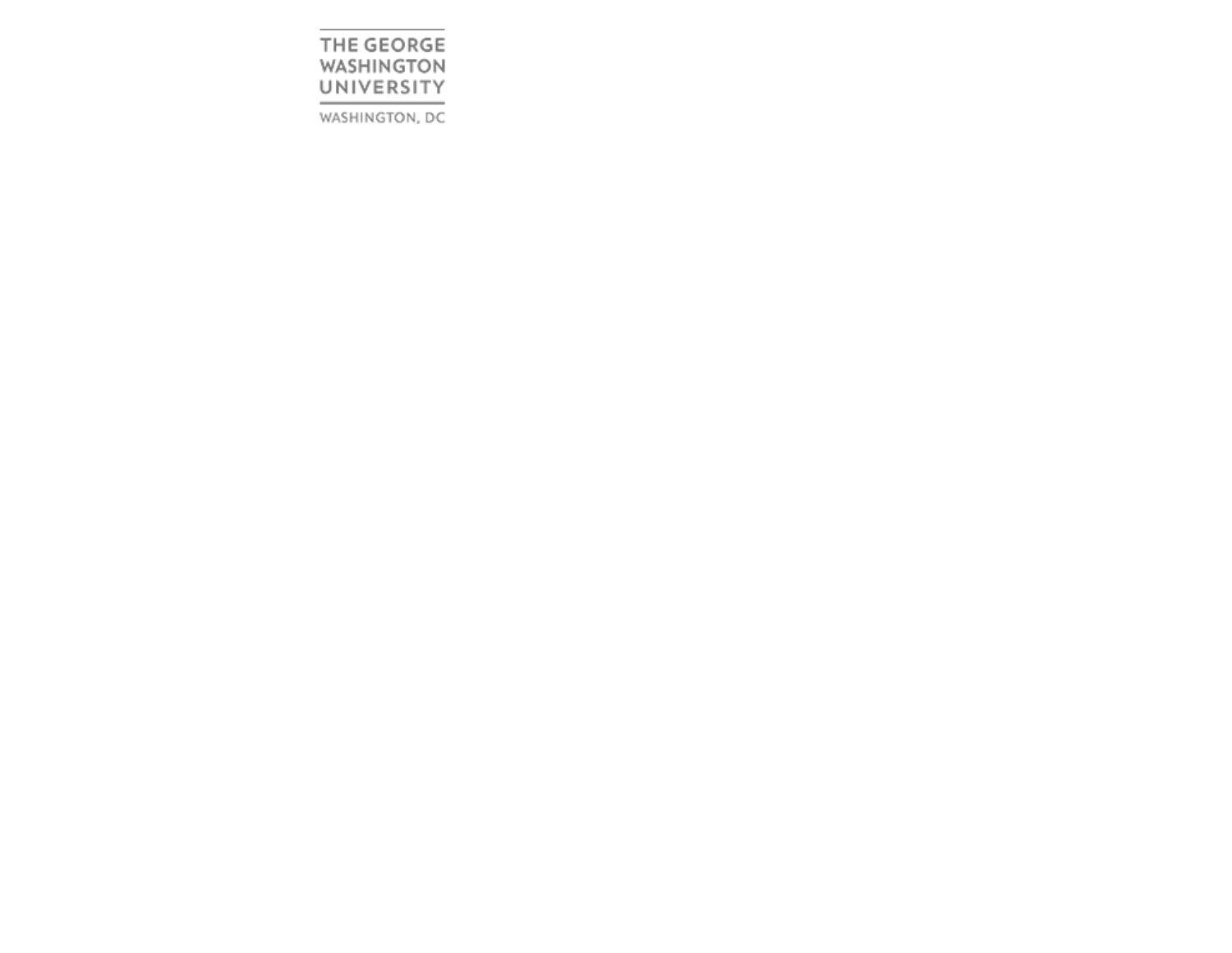THE GEORGE WASHINGTON UNIVERSITY

WASHINGTON, DC